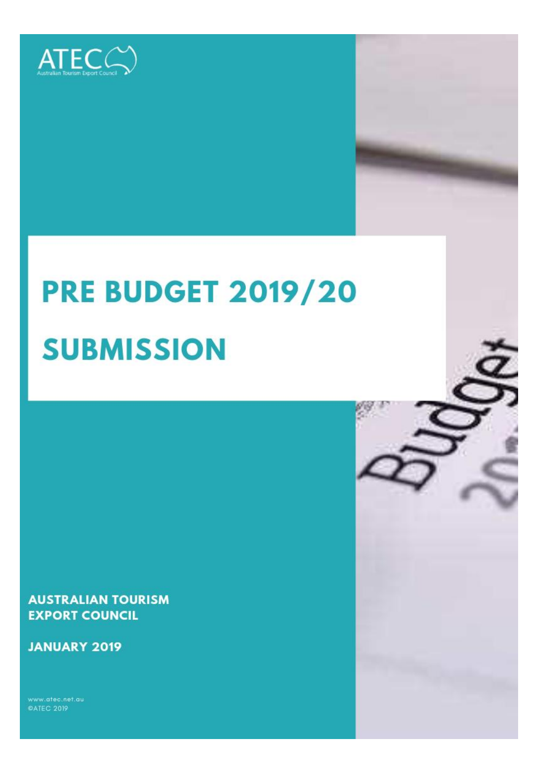ATEC

Australian Tourism Export Council

# PRE BUDGET 2019/20 SUBMISSION

**AUSTRALIAN TOURISM EXPORT COUNCIL**

**JANUARY 2019**

www.atec.net.au
©ATEC 2019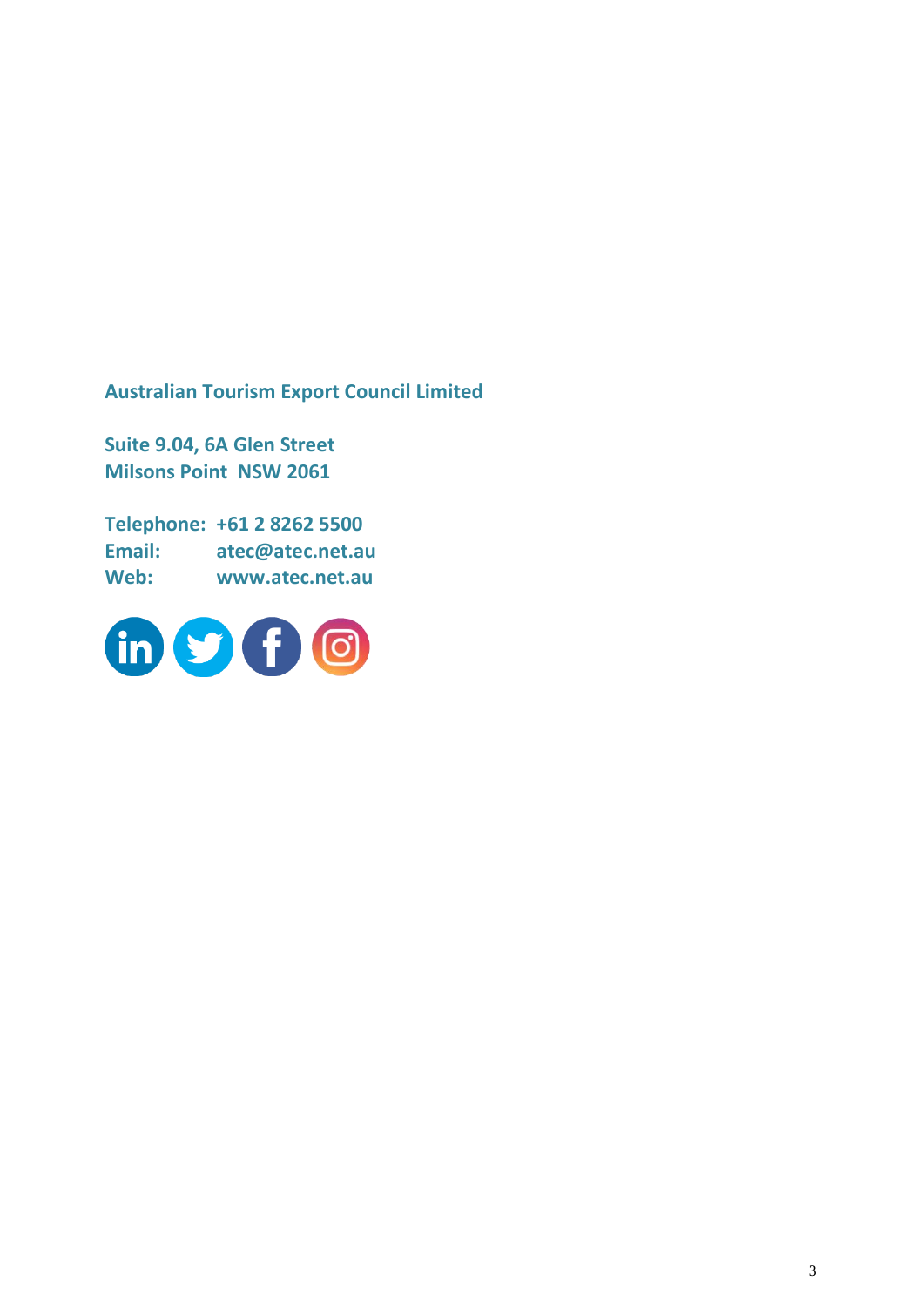**Australian Tourism Export Council Limited**

**Suite 9.04, 6A Glen Street**
**Milsons Point NSW 2061**

**Telephone: +61 2 8262 5500**
**Email: atec@atec.net.au**
**Web: www.atec.net.au**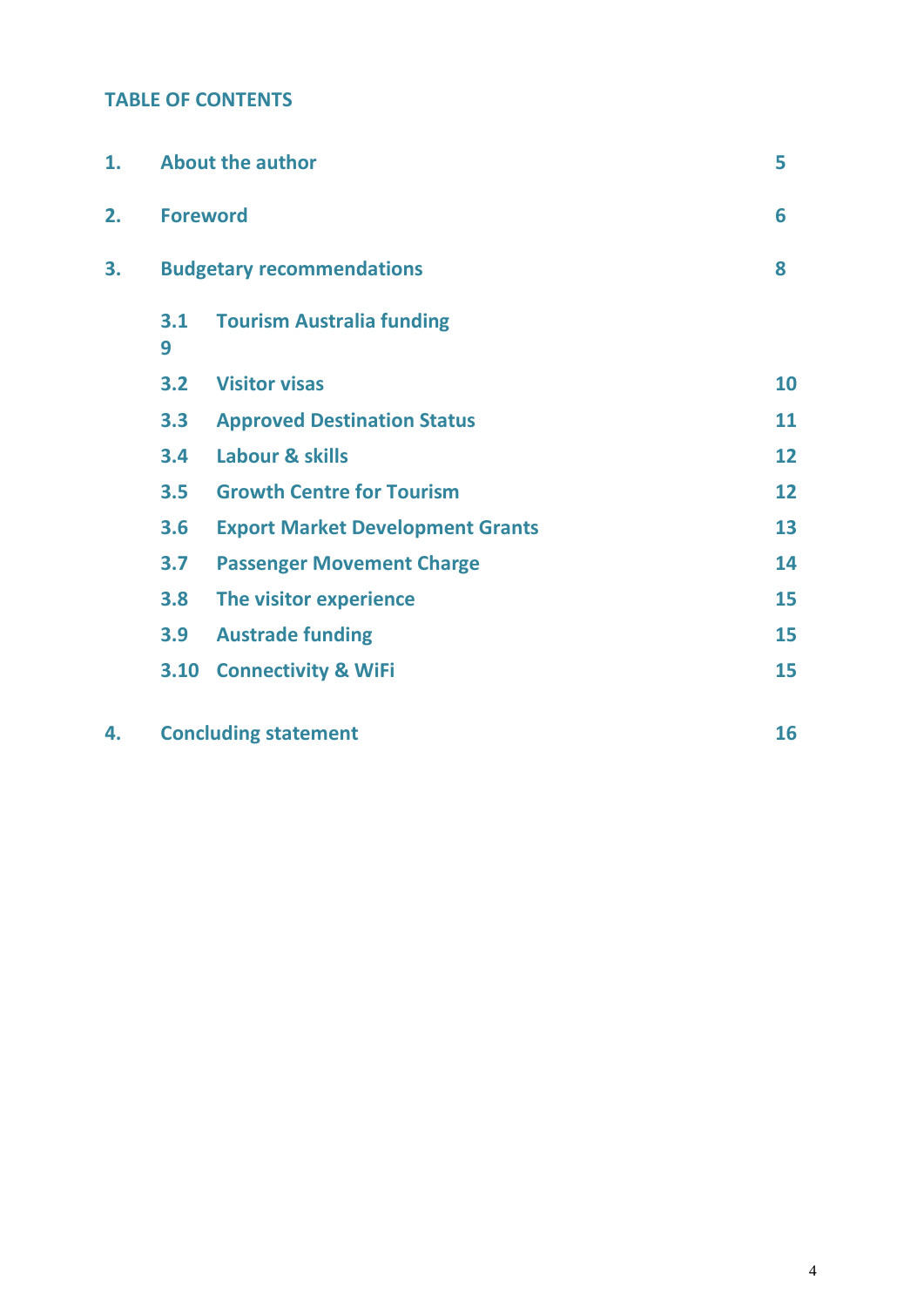## TABLE OF CONTENTS

| | | |
|---|---|---|
| 1. | About the author | 5 |
| 2. | Foreword | 6 |
| 3. | Budgetary recommendations | 8 |
| 3.1 | Tourism Australia funding | 9 |
| 3.2 | Visitor visas | 10 |
| 3.3 | Approved Destination Status | 11 |
| 3.4 | Labour & skills | 12 |
| 3.5 | Growth Centre for Tourism | 12 |
| 3.6 | Export Market Development Grants | 13 |
| 3.7 | Passenger Movement Charge | 14 |
| 3.8 | The visitor experience | 15 |
| 3.9 | Austrade funding | 15 |
| 3.10 | Connectivity & WiFi | 15 |
| 4. | Concluding statement | 16 |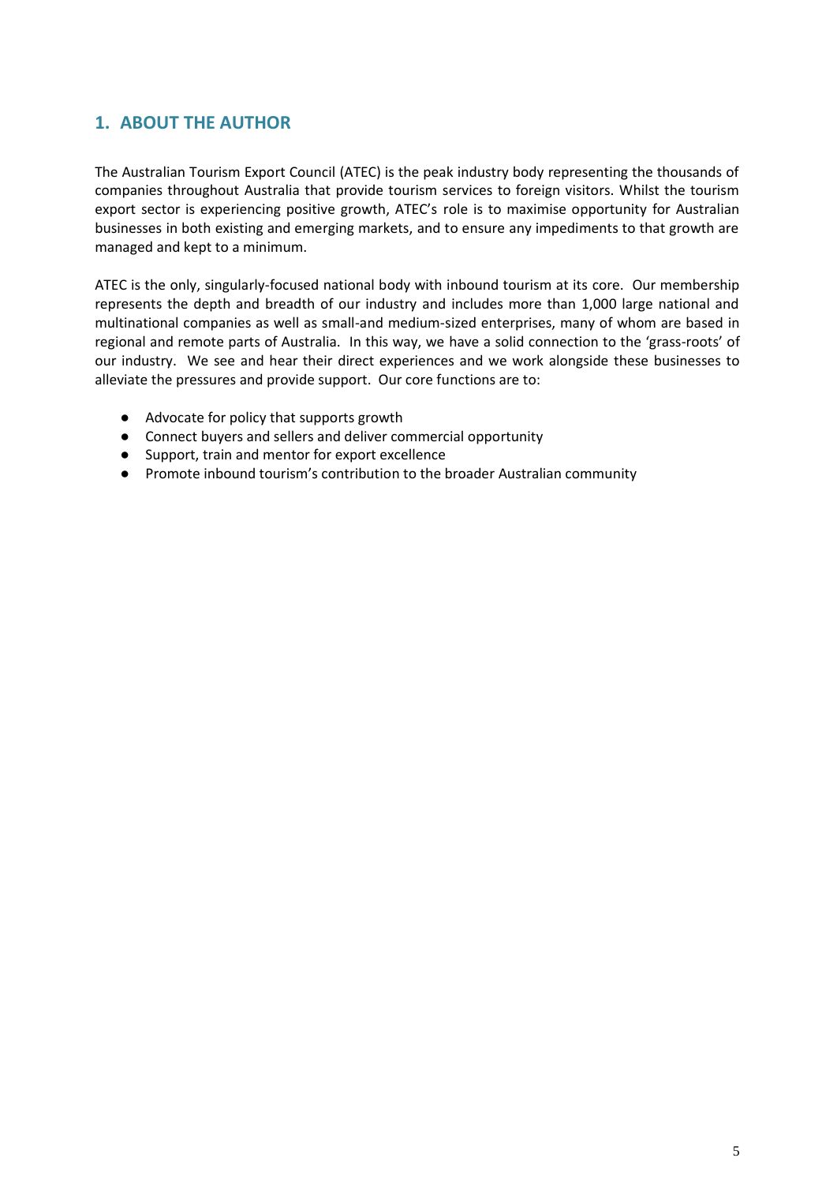## 1. ABOUT THE AUTHOR

The Australian Tourism Export Council (ATEC) is the peak industry body representing the thousands of companies throughout Australia that provide tourism services to foreign visitors. Whilst the tourism export sector is experiencing positive growth, ATEC's role is to maximise opportunity for Australian businesses in both existing and emerging markets, and to ensure any impediments to that growth are managed and kept to a minimum.

ATEC is the only, singularly-focused national body with inbound tourism at its core. Our membership represents the depth and breadth of our industry and includes more than 1,000 large national and multinational companies as well as small-and medium-sized enterprises, many of whom are based in regional and remote parts of Australia. In this way, we have a solid connection to the 'grass-roots' of our industry. We see and hear their direct experiences and we work alongside these businesses to alleviate the pressures and provide support. Our core functions are to:

- Advocate for policy that supports growth
- Connect buyers and sellers and deliver commercial opportunity
- Support, train and mentor for export excellence
- Promote inbound tourism's contribution to the broader Australian community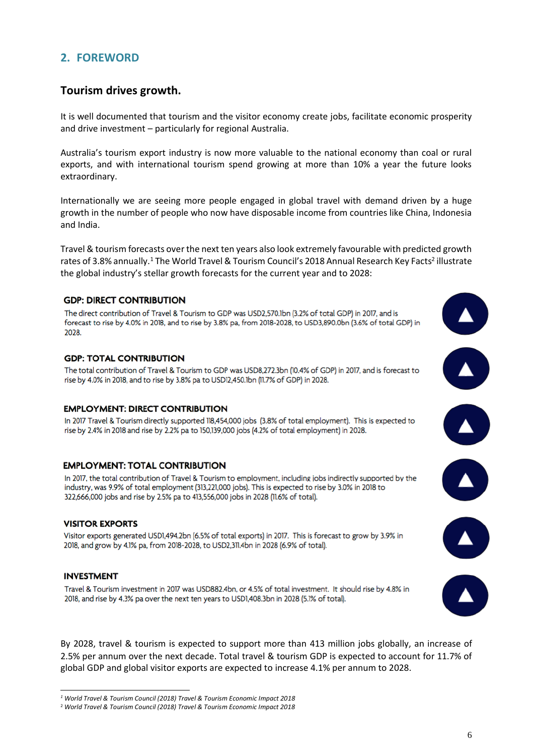## 2. FOREWORD

### Tourism drives growth.

It is well documented that tourism and the visitor economy create jobs, facilitate economic prosperity and drive investment – particularly for regional Australia.

Australia's tourism export industry is now more valuable to the national economy than coal or rural exports, and with international tourism spend growing at more than 10% a year the future looks extraordinary.

Internationally we are seeing more people engaged in global travel with demand driven by a huge growth in the number of people who now have disposable income from countries like China, Indonesia and India.

Travel & tourism forecasts over the next ten years also look extremely favourable with predicted growth rates of 3.8% annually.[1] The World Travel & Tourism Council's 2018 Annual Research Key Facts[2] illustrate the global industry's stellar growth forecasts for the current year and to 2028:

**GDP: DIRECT CONTRIBUTION**

The direct contribution of Travel & Tourism to GDP was USD2,570.1bn (3.2% of total GDP) in 2017, and is forecast to rise by 4.0% in 2018, and to rise by 3.8% pa, from 2018-2028, to USD3,890.0bn (3.6% of total GDP) in 2028.

**GDP: TOTAL CONTRIBUTION**

The total contribution of Travel & Tourism to GDP was USD8,272.3bn (10.4% of GDP) in 2017, and is forecast to rise by 4.0% in 2018, and to rise by 3.8% pa to USD12,450.1bn (11.7% of GDP) in 2028.

**EMPLOYMENT: DIRECT CONTRIBUTION**

In 2017 Travel & Tourism directly supported 118,454,000 jobs (3.8% of total employment). This is expected to rise by 2.4% in 2018 and rise by 2.2% pa to 150,139,000 jobs (4.2% of total employment) in 2028.

**EMPLOYMENT: TOTAL CONTRIBUTION**

In 2017, the total contribution of Travel & Tourism to employment, including jobs indirectly supported by the industry, was 9.9% of total employment (313,221,000 jobs). This is expected to rise by 3.0% in 2018 to 322,666,000 jobs and rise by 2.5% pa to 413,556,000 jobs in 2028 (11.6% of total).

**VISITOR EXPORTS**

Visitor exports generated USD1,494.2bn (6.5% of total exports) in 2017. This is forecast to grow by 3.9% in 2018, and grow by 4.1% pa, from 2018-2028, to USD2,311.4bn in 2028 (6.9% of total).

**INVESTMENT**

Travel & Tourism investment in 2017 was USD882.4bn, or 4.5% of total investment. It should rise by 4.8% in 2018, and rise by 4.3% pa over the next ten years to USD1,408.3bn in 2028 (5.1% of total).

By 2028, travel & tourism is expected to support more than 413 million jobs globally, an increase of 2.5% per annum over the next decade. Total travel & tourism GDP is expected to account for 11.7% of global GDP and global visitor exports are expected to increase 4.1% per annum to 2028.

---

*[1] World Travel & Tourism Council (2018) Travel & Tourism Economic Impact 2018*

*[2] World Travel & Tourism Council (2018) Travel & Tourism Economic Impact 2018*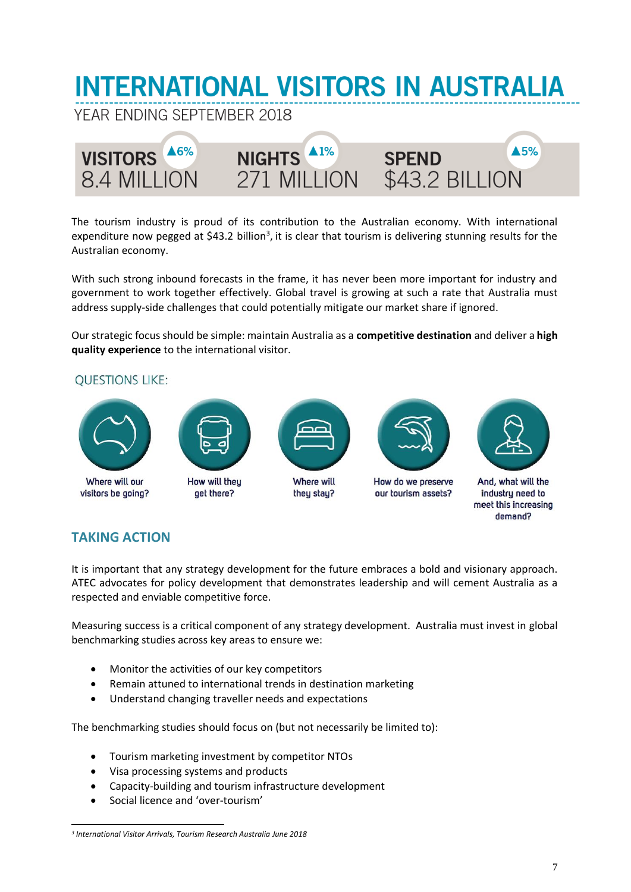# INTERNATIONAL VISITORS IN AUSTRALIA

YEAR ENDING SEPTEMBER 2018

| VISITORS ▲6% | NIGHTS ▲1% | SPEND ▲5% |
|---|---|---|
| 8.4 MILLION | 271 MILLION | $43.2 BILLION |

The tourism industry is proud of its contribution to the Australian economy. With international expenditure now pegged at $43.2 billion[3], it is clear that tourism is delivering stunning results for the Australian economy.

With such strong inbound forecasts in the frame, it has never been more important for industry and government to work together effectively. Global travel is growing at such a rate that Australia must address supply-side challenges that could potentially mitigate our market share if ignored.

Our strategic focus should be simple: maintain Australia as a **competitive destination** and deliver a **high quality experience** to the international visitor.

## QUESTIONS LIKE:

- Where will our visitors be going?
- How will they get there?
- Where will they stay?
- How do we preserve our tourism assets?
- And, what will the industry need to meet this increasing demand?

## TAKING ACTION

It is important that any strategy development for the future embraces a bold and visionary approach. ATEC advocates for policy development that demonstrates leadership and will cement Australia as a respected and enviable competitive force.

Measuring success is a critical component of any strategy development. Australia must invest in global benchmarking studies across key areas to ensure we:

- Monitor the activities of our key competitors
- Remain attuned to international trends in destination marketing
- Understand changing traveller needs and expectations

The benchmarking studies should focus on (but not necessarily be limited to):

- Tourism marketing investment by competitor NTOs
- Visa processing systems and products
- Capacity-building and tourism infrastructure development
- Social licence and 'over-tourism'

---

[3] *International Visitor Arrivals, Tourism Research Australia June 2018*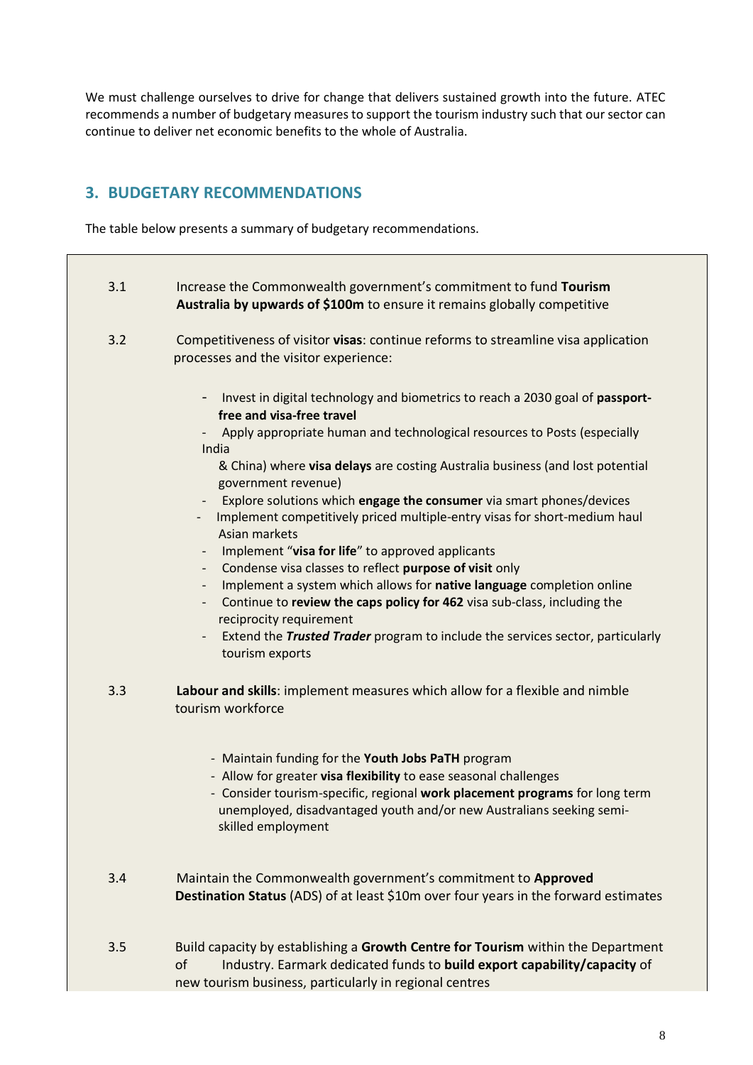We must challenge ourselves to drive for change that delivers sustained growth into the future. ATEC recommends a number of budgetary measures to support the tourism industry such that our sector can continue to deliver net economic benefits to the whole of Australia.

## 3. BUDGETARY RECOMMENDATIONS

The table below presents a summary of budgetary recommendations.

| | |
|---|---|
| 3.1 | Increase the Commonwealth government's commitment to fund **Tourism Australia by upwards of $100m** to ensure it remains globally competitive |
| 3.2 | Competitiveness of visitor **visas**: continue reforms to streamline visa application processes and the visitor experience:<br><br>- Invest in digital technology and biometrics to reach a 2030 goal of **passport-free and visa-free travel**<br>- Apply appropriate human and technological resources to Posts (especially India & China) where **visa delays** are costing Australia business (and lost potential government revenue)<br>- Explore solutions which **engage the consumer** via smart phones/devices<br>- Implement competitively priced multiple-entry visas for short-medium haul Asian markets<br>- Implement "**visa for life**" to approved applicants<br>- Condense visa classes to reflect **purpose of visit** only<br>- Implement a system which allows for **native language** completion online<br>- Continue to **review the caps policy for 462** visa sub-class, including the reciprocity requirement<br>- Extend the ***Trusted Trader*** program to include the services sector, particularly tourism exports |
| 3.3 | **Labour and skills**: implement measures which allow for a flexible and nimble tourism workforce<br><br>- Maintain funding for the **Youth Jobs PaTH** program<br>- Allow for greater **visa flexibility** to ease seasonal challenges<br>- Consider tourism-specific, regional **work placement programs** for long term unemployed, disadvantaged youth and/or new Australians seeking semi-skilled employment |
| 3.4 | Maintain the Commonwealth government's commitment to **Approved Destination Status** (ADS) of at least $10m over four years in the forward estimates |
| 3.5 | Build capacity by establishing a **Growth Centre for Tourism** within the Department of Industry. Earmark dedicated funds to **build export capability/capacity** of new tourism business, particularly in regional centres |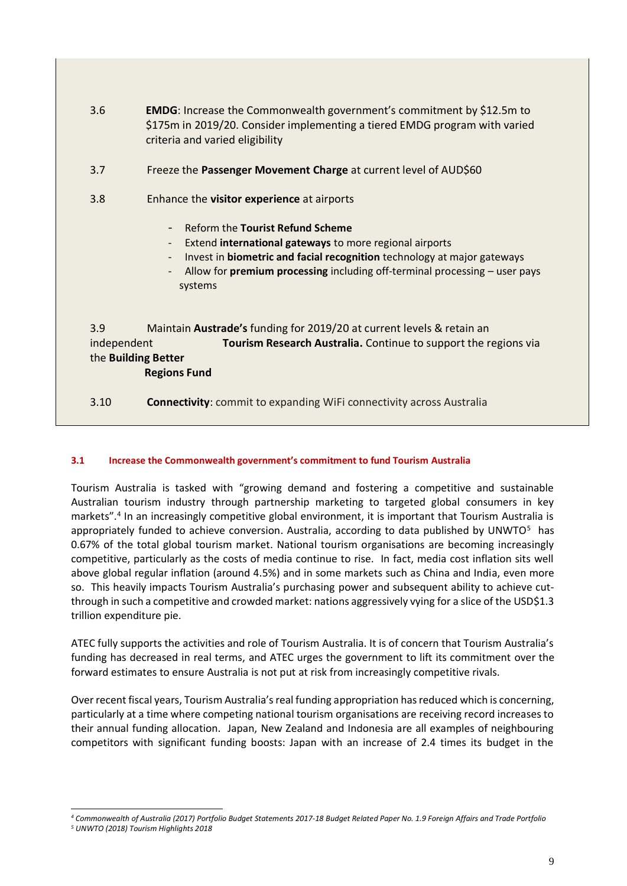3.6 **EMDG**: Increase the Commonwealth government's commitment by $12.5m to $175m in 2019/20. Consider implementing a tiered EMDG program with varied criteria and varied eligibility

3.7 Freeze the **Passenger Movement Charge** at current level of AUD$60

3.8 Enhance the **visitor experience** at airports

- Reform the **Tourist Refund Scheme**
- Extend **international gateways** to more regional airports
- Invest in **biometric and facial recognition** technology at major gateways
- Allow for **premium processing** including off-terminal processing – user pays systems

3.9 Maintain **Austrade's** funding for 2019/20 at current levels & retain an independent **Tourism Research Australia.** Continue to support the regions via the **Building Better Regions Fund**

3.10 **Connectivity**: commit to expanding WiFi connectivity across Australia

### 3.1 Increase the Commonwealth government's commitment to fund Tourism Australia

Tourism Australia is tasked with "growing demand and fostering a competitive and sustainable Australian tourism industry through partnership marketing to targeted global consumers in key markets".[4] In an increasingly competitive global environment, it is important that Tourism Australia is appropriately funded to achieve conversion. Australia, according to data published by UNWTO[5] has 0.67% of the total global tourism market. National tourism organisations are becoming increasingly competitive, particularly as the costs of media continue to rise. In fact, media cost inflation sits well above global regular inflation (around 4.5%) and in some markets such as China and India, even more so. This heavily impacts Tourism Australia's purchasing power and subsequent ability to achieve cut-through in such a competitive and crowded market: nations aggressively vying for a slice of the USD$1.3 trillion expenditure pie.

ATEC fully supports the activities and role of Tourism Australia. It is of concern that Tourism Australia's funding has decreased in real terms, and ATEC urges the government to lift its commitment over the forward estimates to ensure Australia is not put at risk from increasingly competitive rivals.

Over recent fiscal years, Tourism Australia's real funding appropriation has reduced which is concerning, particularly at a time where competing national tourism organisations are receiving record increases to their annual funding allocation. Japan, New Zealand and Indonesia are all examples of neighbouring competitors with significant funding boosts: Japan with an increase of 2.4 times its budget in the

---

*[4] Commonwealth of Australia (2017) Portfolio Budget Statements 2017-18 Budget Related Paper No. 1.9 Foreign Affairs and Trade Portfolio*
*[5] UNWTO (2018) Tourism Highlights 2018*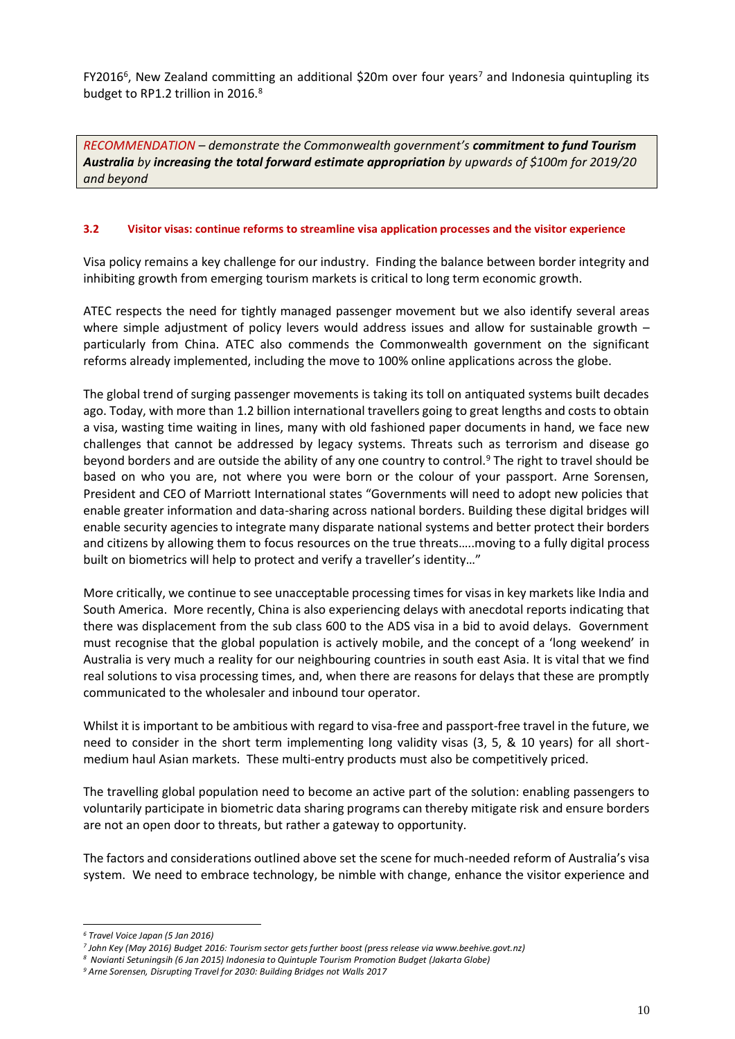FY2016[6], New Zealand committing an additional $20m over four years[7] and Indonesia quintupling its budget to RP1.2 trillion in 2016.[8]

*RECOMMENDATION – demonstrate the Commonwealth government's **commitment to fund Tourism Australia** by **increasing the total forward estimate appropriation** by upwards of $100m for 2019/20 and beyond*

### 3.2 Visitor visas: continue reforms to streamline visa application processes and the visitor experience

Visa policy remains a key challenge for our industry. Finding the balance between border integrity and inhibiting growth from emerging tourism markets is critical to long term economic growth.

ATEC respects the need for tightly managed passenger movement but we also identify several areas where simple adjustment of policy levers would address issues and allow for sustainable growth – particularly from China. ATEC also commends the Commonwealth government on the significant reforms already implemented, including the move to 100% online applications across the globe.

The global trend of surging passenger movements is taking its toll on antiquated systems built decades ago. Today, with more than 1.2 billion international travellers going to great lengths and costs to obtain a visa, wasting time waiting in lines, many with old fashioned paper documents in hand, we face new challenges that cannot be addressed by legacy systems. Threats such as terrorism and disease go beyond borders and are outside the ability of any one country to control.[9] The right to travel should be based on who you are, not where you were born or the colour of your passport. Arne Sorensen, President and CEO of Marriott International states "Governments will need to adopt new policies that enable greater information and data-sharing across national borders. Building these digital bridges will enable security agencies to integrate many disparate national systems and better protect their borders and citizens by allowing them to focus resources on the true threats…..moving to a fully digital process built on biometrics will help to protect and verify a traveller's identity…"

More critically, we continue to see unacceptable processing times for visas in key markets like India and South America. More recently, China is also experiencing delays with anecdotal reports indicating that there was displacement from the sub class 600 to the ADS visa in a bid to avoid delays. Government must recognise that the global population is actively mobile, and the concept of a 'long weekend' in Australia is very much a reality for our neighbouring countries in south east Asia. It is vital that we find real solutions to visa processing times, and, when there are reasons for delays that these are promptly communicated to the wholesaler and inbound tour operator.

Whilst it is important to be ambitious with regard to visa-free and passport-free travel in the future, we need to consider in the short term implementing long validity visas (3, 5, & 10 years) for all short-medium haul Asian markets. These multi-entry products must also be competitively priced.

The travelling global population need to become an active part of the solution: enabling passengers to voluntarily participate in biometric data sharing programs can thereby mitigate risk and ensure borders are not an open door to threats, but rather a gateway to opportunity.

The factors and considerations outlined above set the scene for much-needed reform of Australia's visa system. We need to embrace technology, be nimble with change, enhance the visitor experience and

---

[6] *Travel Voice Japan (5 Jan 2016)*

[7] *John Key (May 2016) Budget 2016: Tourism sector gets further boost (press release via www.beehive.govt.nz)*

[8] *Novianti Setuningsih (6 Jan 2015) Indonesia to Quintuple Tourism Promotion Budget (Jakarta Globe)*

[9] *Arne Sorensen, Disrupting Travel for 2030: Building Bridges not Walls 2017*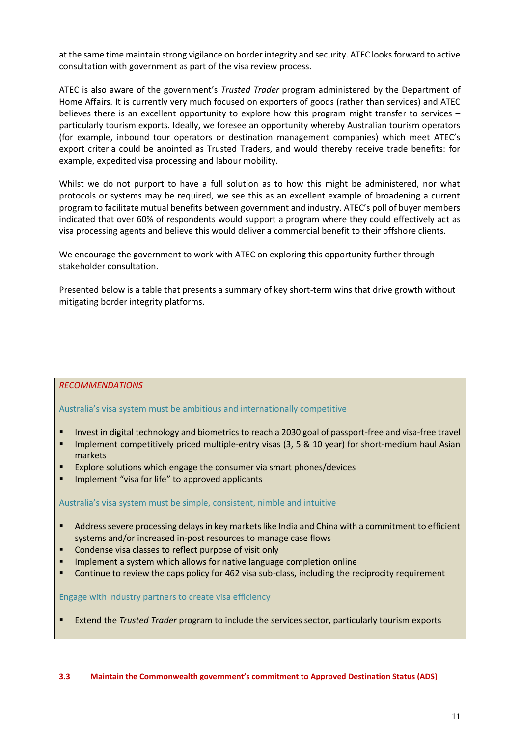at the same time maintain strong vigilance on border integrity and security. ATEC looks forward to active consultation with government as part of the visa review process.

ATEC is also aware of the government's *Trusted Trader* program administered by the Department of Home Affairs. It is currently very much focused on exporters of goods (rather than services) and ATEC believes there is an excellent opportunity to explore how this program might transfer to services – particularly tourism exports. Ideally, we foresee an opportunity whereby Australian tourism operators (for example, inbound tour operators or destination management companies) which meet ATEC's export criteria could be anointed as Trusted Traders, and would thereby receive trade benefits: for example, expedited visa processing and labour mobility.

Whilst we do not purport to have a full solution as to how this might be administered, nor what protocols or systems may be required, we see this as an excellent example of broadening a current program to facilitate mutual benefits between government and industry. ATEC's poll of buyer members indicated that over 60% of respondents would support a program where they could effectively act as visa processing agents and believe this would deliver a commercial benefit to their offshore clients.

We encourage the government to work with ATEC on exploring this opportunity further through stakeholder consultation.

Presented below is a table that presents a summary of key short-term wins that drive growth without mitigating border integrity platforms.

*RECOMMENDATIONS*

Australia's visa system must be ambitious and internationally competitive

- Invest in digital technology and biometrics to reach a 2030 goal of passport-free and visa-free travel
- Implement competitively priced multiple-entry visas (3, 5 & 10 year) for short-medium haul Asian markets
- Explore solutions which engage the consumer via smart phones/devices
- Implement "visa for life" to approved applicants

Australia's visa system must be simple, consistent, nimble and intuitive

- Address severe processing delays in key markets like India and China with a commitment to efficient systems and/or increased in-post resources to manage case flows
- Condense visa classes to reflect purpose of visit only
- Implement a system which allows for native language completion online
- Continue to review the caps policy for 462 visa sub-class, including the reciprocity requirement

Engage with industry partners to create visa efficiency

- Extend the *Trusted Trader* program to include the services sector, particularly tourism exports

### 3.3 Maintain the Commonwealth government's commitment to Approved Destination Status (ADS)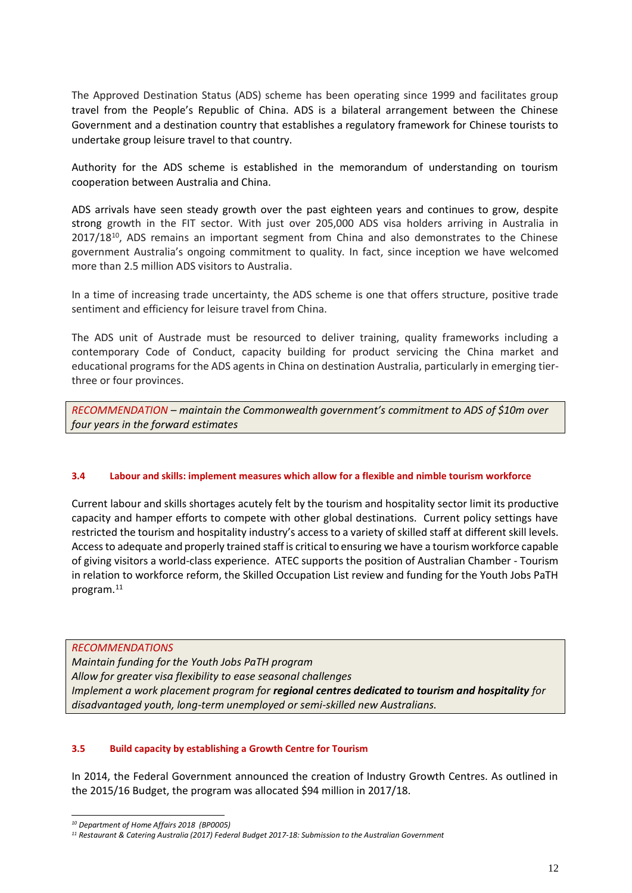The Approved Destination Status (ADS) scheme has been operating since 1999 and facilitates group travel from the People's Republic of China. ADS is a bilateral arrangement between the Chinese Government and a destination country that establishes a regulatory framework for Chinese tourists to undertake group leisure travel to that country.

Authority for the ADS scheme is established in the memorandum of understanding on tourism cooperation between Australia and China.

ADS arrivals have seen steady growth over the past eighteen years and continues to grow, despite strong growth in the FIT sector. With just over 205,000 ADS visa holders arriving in Australia in 2017/18[10], ADS remains an important segment from China and also demonstrates to the Chinese government Australia's ongoing commitment to quality. In fact, since inception we have welcomed more than 2.5 million ADS visitors to Australia.

In a time of increasing trade uncertainty, the ADS scheme is one that offers structure, positive trade sentiment and efficiency for leisure travel from China.

The ADS unit of Austrade must be resourced to deliver training, quality frameworks including a contemporary Code of Conduct, capacity building for product servicing the China market and educational programs for the ADS agents in China on destination Australia, particularly in emerging tier-three or four provinces.

> *RECOMMENDATION – maintain the Commonwealth government's commitment to ADS of $10m over four years in the forward estimates*

#### 3.4 Labour and skills: implement measures which allow for a flexible and nimble tourism workforce

Current labour and skills shortages acutely felt by the tourism and hospitality sector limit its productive capacity and hamper efforts to compete with other global destinations. Current policy settings have restricted the tourism and hospitality industry's access to a variety of skilled staff at different skill levels. Access to adequate and properly trained staff is critical to ensuring we have a tourism workforce capable of giving visitors a world-class experience. ATEC supports the position of Australian Chamber - Tourism in relation to workforce reform, the Skilled Occupation List review and funding for the Youth Jobs PaTH program.[11]

> *RECOMMENDATIONS*
> *Maintain funding for the Youth Jobs PaTH program*
> *Allow for greater visa flexibility to ease seasonal challenges*
> *Implement a work placement program for **regional centres dedicated to tourism and hospitality** for disadvantaged youth, long-term unemployed or semi-skilled new Australians.*

#### 3.5 Build capacity by establishing a Growth Centre for Tourism

In 2014, the Federal Government announced the creation of Industry Growth Centres. As outlined in the 2015/16 Budget, the program was allocated $94 million in 2017/18.

---

*[10] Department of Home Affairs 2018 (BP0005)*
*[11] Restaurant & Catering Australia (2017) Federal Budget 2017-18: Submission to the Australian Government*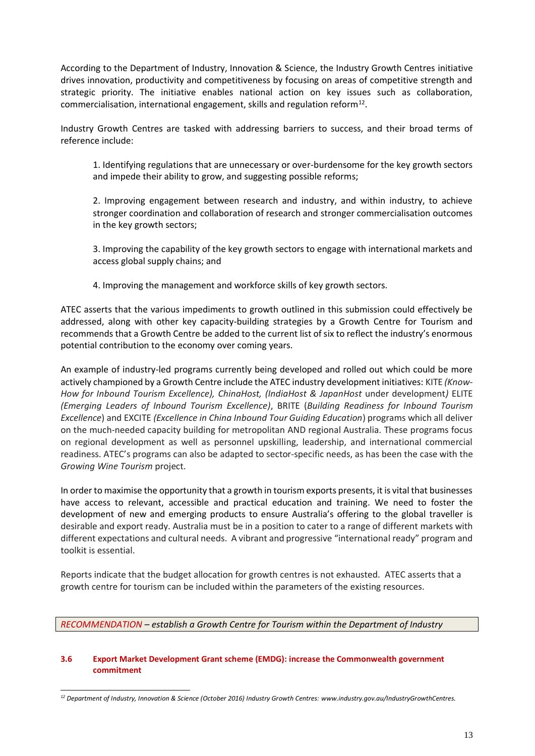According to the Department of Industry, Innovation & Science, the Industry Growth Centres initiative drives innovation, productivity and competitiveness by focusing on areas of competitive strength and strategic priority. The initiative enables national action on key issues such as collaboration, commercialisation, international engagement, skills and regulation reform[12].

Industry Growth Centres are tasked with addressing barriers to success, and their broad terms of reference include:

1. Identifying regulations that are unnecessary or over-burdensome for the key growth sectors and impede their ability to grow, and suggesting possible reforms;

2. Improving engagement between research and industry, and within industry, to achieve stronger coordination and collaboration of research and stronger commercialisation outcomes in the key growth sectors;

3. Improving the capability of the key growth sectors to engage with international markets and access global supply chains; and

4. Improving the management and workforce skills of key growth sectors.

ATEC asserts that the various impediments to growth outlined in this submission could effectively be addressed, along with other key capacity-building strategies by a Growth Centre for Tourism and recommends that a Growth Centre be added to the current list of six to reflect the industry's enormous potential contribution to the economy over coming years.

An example of industry-led programs currently being developed and rolled out which could be more actively championed by a Growth Centre include the ATEC industry development initiatives: KITE *(Know-How for Inbound Tourism Excellence), ChinaHost, (IndiaHost & JapanHost* under development*)* ELITE *(Emerging Leaders of Inbound Tourism Excellence)*, BRITE (*Building Readiness for Inbound Tourism Excellence*) and EXCITE *(Excellence in China Inbound Tour Guiding Education*) programs which all deliver on the much-needed capacity building for metropolitan AND regional Australia. These programs focus on regional development as well as personnel upskilling, leadership, and international commercial readiness. ATEC's programs can also be adapted to sector-specific needs, as has been the case with the *Growing Wine Tourism* project.

In order to maximise the opportunity that a growth in tourism exports presents, it is vital that businesses have access to relevant, accessible and practical education and training. We need to foster the development of new and emerging products to ensure Australia's offering to the global traveller is desirable and export ready. Australia must be in a position to cater to a range of different markets with different expectations and cultural needs. A vibrant and progressive "international ready" program and toolkit is essential.

Reports indicate that the budget allocation for growth centres is not exhausted. ATEC asserts that a growth centre for tourism can be included within the parameters of the existing resources.

*RECOMMENDATION – establish a Growth Centre for Tourism within the Department of Industry*

### 3.6 Export Market Development Grant scheme (EMDG): increase the Commonwealth government commitment

---

[12] *Department of Industry, Innovation & Science (October 2016) Industry Growth Centres: www.industry.gov.au/IndustryGrowthCentres.*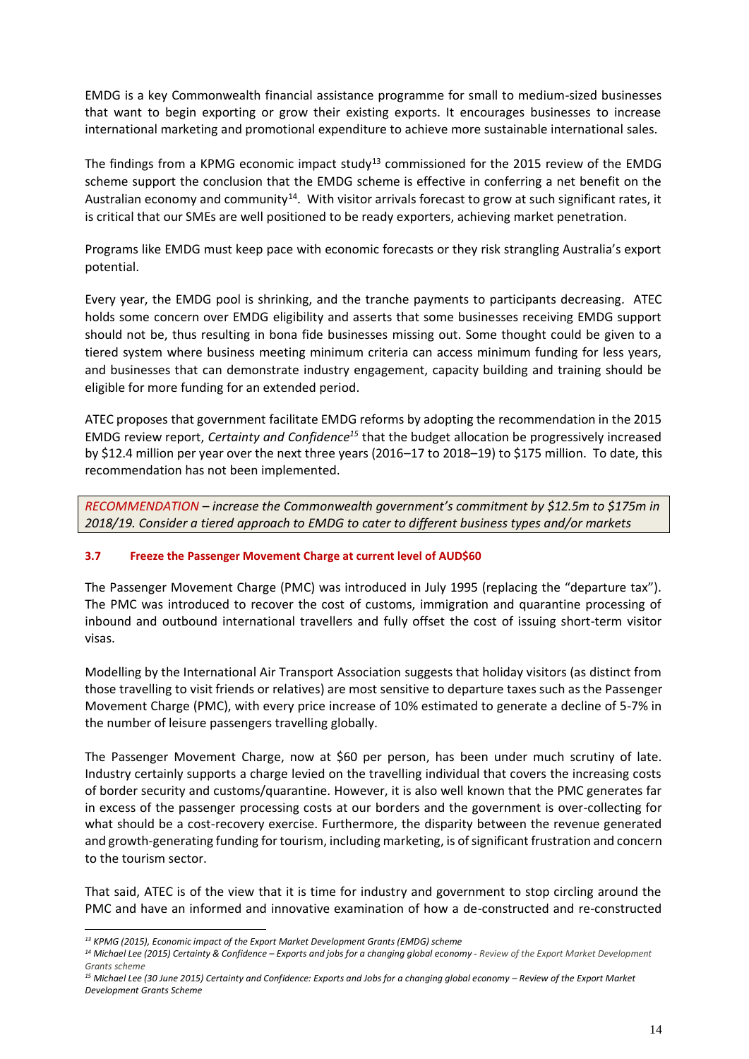EMDG is a key Commonwealth financial assistance programme for small to medium-sized businesses that want to begin exporting or grow their existing exports. It encourages businesses to increase international marketing and promotional expenditure to achieve more sustainable international sales.

The findings from a KPMG economic impact study[13] commissioned for the 2015 review of the EMDG scheme support the conclusion that the EMDG scheme is effective in conferring a net benefit on the Australian economy and community[14]. With visitor arrivals forecast to grow at such significant rates, it is critical that our SMEs are well positioned to be ready exporters, achieving market penetration.

Programs like EMDG must keep pace with economic forecasts or they risk strangling Australia's export potential.

Every year, the EMDG pool is shrinking, and the tranche payments to participants decreasing. ATEC holds some concern over EMDG eligibility and asserts that some businesses receiving EMDG support should not be, thus resulting in bona fide businesses missing out. Some thought could be given to a tiered system where business meeting minimum criteria can access minimum funding for less years, and businesses that can demonstrate industry engagement, capacity building and training should be eligible for more funding for an extended period.

ATEC proposes that government facilitate EMDG reforms by adopting the recommendation in the 2015 EMDG review report, *Certainty and Confidence*[15] that the budget allocation be progressively increased by $12.4 million per year over the next three years (2016–17 to 2018–19) to $175 million. To date, this recommendation has not been implemented.

> *RECOMMENDATION – increase the Commonwealth government's commitment by $12.5m to $175m in 2018/19. Consider a tiered approach to EMDG to cater to different business types and/or markets*

### 3.7 Freeze the Passenger Movement Charge at current level of AUD$60

The Passenger Movement Charge (PMC) was introduced in July 1995 (replacing the "departure tax"). The PMC was introduced to recover the cost of customs, immigration and quarantine processing of inbound and outbound international travellers and fully offset the cost of issuing short-term visitor visas.

Modelling by the International Air Transport Association suggests that holiday visitors (as distinct from those travelling to visit friends or relatives) are most sensitive to departure taxes such as the Passenger Movement Charge (PMC), with every price increase of 10% estimated to generate a decline of 5-7% in the number of leisure passengers travelling globally.

The Passenger Movement Charge, now at $60 per person, has been under much scrutiny of late. Industry certainly supports a charge levied on the travelling individual that covers the increasing costs of border security and customs/quarantine. However, it is also well known that the PMC generates far in excess of the passenger processing costs at our borders and the government is over-collecting for what should be a cost-recovery exercise. Furthermore, the disparity between the revenue generated and growth-generating funding for tourism, including marketing, is of significant frustration and concern to the tourism sector.

That said, ATEC is of the view that it is time for industry and government to stop circling around the PMC and have an informed and innovative examination of how a de-constructed and re-constructed

---

*[13] KPMG (2015), Economic impact of the Export Market Development Grants (EMDG) scheme*

*[14] Michael Lee (2015) Certainty & Confidence – Exports and jobs for a changing global economy - Review of the Export Market Development Grants scheme*

*[15] Michael Lee (30 June 2015) Certainty and Confidence: Exports and Jobs for a changing global economy – Review of the Export Market Development Grants Scheme*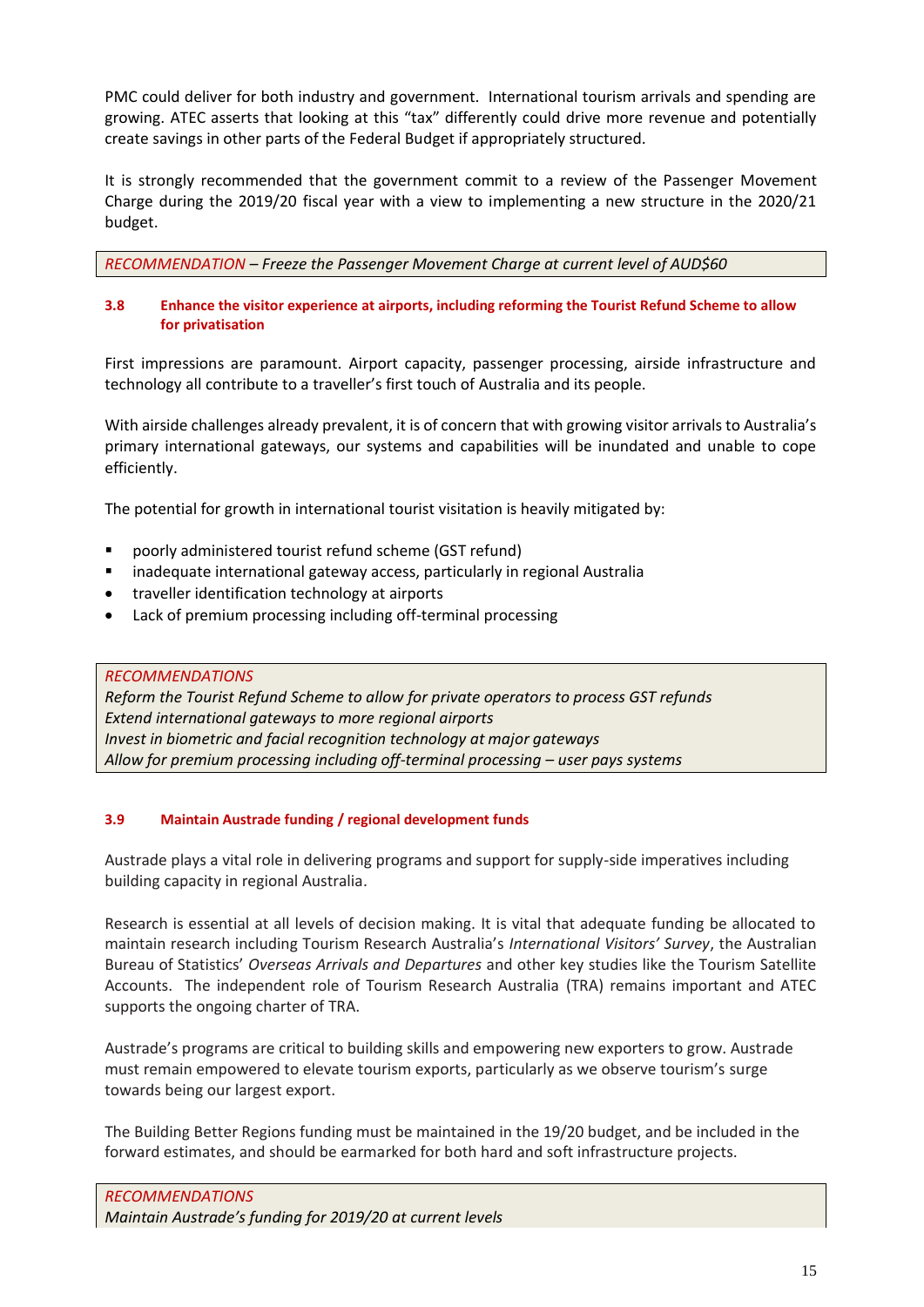PMC could deliver for both industry and government. International tourism arrivals and spending are growing. ATEC asserts that looking at this "tax" differently could drive more revenue and potentially create savings in other parts of the Federal Budget if appropriately structured.

It is strongly recommended that the government commit to a review of the Passenger Movement Charge during the 2019/20 fiscal year with a view to implementing a new structure in the 2020/21 budget.

*RECOMMENDATION – Freeze the Passenger Movement Charge at current level of AUD$60*

### 3.8 Enhance the visitor experience at airports, including reforming the Tourist Refund Scheme to allow for privatisation

First impressions are paramount. Airport capacity, passenger processing, airside infrastructure and technology all contribute to a traveller's first touch of Australia and its people.

With airside challenges already prevalent, it is of concern that with growing visitor arrivals to Australia's primary international gateways, our systems and capabilities will be inundated and unable to cope efficiently.

The potential for growth in international tourist visitation is heavily mitigated by:

- poorly administered tourist refund scheme (GST refund)
- inadequate international gateway access, particularly in regional Australia
- traveller identification technology at airports
- Lack of premium processing including off-terminal processing

*RECOMMENDATIONS*
*Reform the Tourist Refund Scheme to allow for private operators to process GST refunds*
*Extend international gateways to more regional airports*
*Invest in biometric and facial recognition technology at major gateways*
*Allow for premium processing including off-terminal processing – user pays systems*

### 3.9 Maintain Austrade funding / regional development funds

Austrade plays a vital role in delivering programs and support for supply-side imperatives including building capacity in regional Australia.

Research is essential at all levels of decision making. It is vital that adequate funding be allocated to maintain research including Tourism Research Australia's *International Visitors' Survey*, the Australian Bureau of Statistics' *Overseas Arrivals and Departures* and other key studies like the Tourism Satellite Accounts. The independent role of Tourism Research Australia (TRA) remains important and ATEC supports the ongoing charter of TRA.

Austrade's programs are critical to building skills and empowering new exporters to grow. Austrade must remain empowered to elevate tourism exports, particularly as we observe tourism's surge towards being our largest export.

The Building Better Regions funding must be maintained in the 19/20 budget, and be included in the forward estimates, and should be earmarked for both hard and soft infrastructure projects.

*RECOMMENDATIONS*
*Maintain Austrade's funding for 2019/20 at current levels*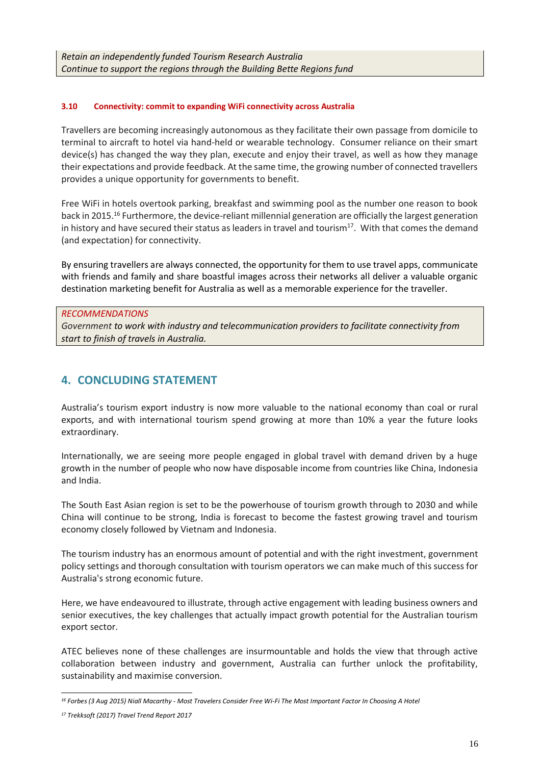*Retain an independently funded Tourism Research Australia*
*Continue to support the regions through the Building Bette Regions fund*

#### 3.10 Connectivity: commit to expanding WiFi connectivity across Australia

Travellers are becoming increasingly autonomous as they facilitate their own passage from domicile to terminal to aircraft to hotel via hand-held or wearable technology. Consumer reliance on their smart device(s) has changed the way they plan, execute and enjoy their travel, as well as how they manage their expectations and provide feedback. At the same time, the growing number of connected travellers provides a unique opportunity for governments to benefit.

Free WiFi in hotels overtook parking, breakfast and swimming pool as the number one reason to book back in 2015.[16] Furthermore, the device-reliant millennial generation are officially the largest generation in history and have secured their status as leaders in travel and tourism[17]. With that comes the demand (and expectation) for connectivity.

By ensuring travellers are always connected, the opportunity for them to use travel apps, communicate with friends and family and share boastful images across their networks all deliver a valuable organic destination marketing benefit for Australia as well as a memorable experience for the traveller.

*RECOMMENDATIONS*
*Government to work with industry and telecommunication providers to facilitate connectivity from start to finish of travels in Australia.*

## 4. CONCLUDING STATEMENT

Australia's tourism export industry is now more valuable to the national economy than coal or rural exports, and with international tourism spend growing at more than 10% a year the future looks extraordinary.

Internationally, we are seeing more people engaged in global travel with demand driven by a huge growth in the number of people who now have disposable income from countries like China, Indonesia and India.

The South East Asian region is set to be the powerhouse of tourism growth through to 2030 and while China will continue to be strong, India is forecast to become the fastest growing travel and tourism economy closely followed by Vietnam and Indonesia.

The tourism industry has an enormous amount of potential and with the right investment, government policy settings and thorough consultation with tourism operators we can make much of this success for Australia's strong economic future.

Here, we have endeavoured to illustrate, through active engagement with leading business owners and senior executives, the key challenges that actually impact growth potential for the Australian tourism export sector.

ATEC believes none of these challenges are insurmountable and holds the view that through active collaboration between industry and government, Australia can further unlock the profitability, sustainability and maximise conversion.

---

[16] *Forbes (3 Aug 2015) Niall Macarthy - Most Travelers Consider Free Wi-Fi The Most Important Factor In Choosing A Hotel*

[17] *Trekksoft (2017) Travel Trend Report 2017*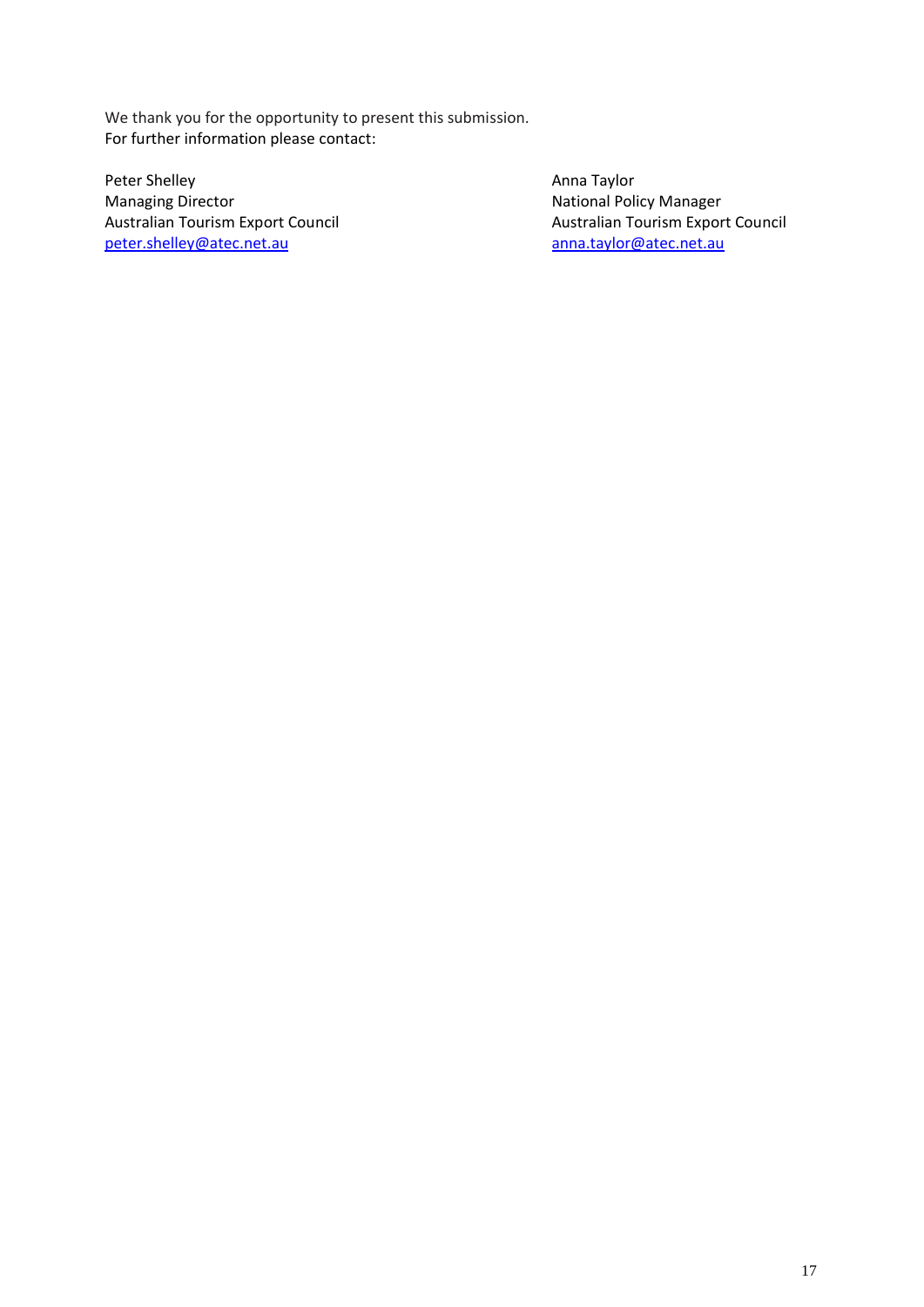We thank you for the opportunity to present this submission.
For further information please contact:

Peter Shelley
Managing Director
Australian Tourism Export Council
peter.shelley@atec.net.au

Anna Taylor
National Policy Manager
Australian Tourism Export Council
anna.taylor@atec.net.au